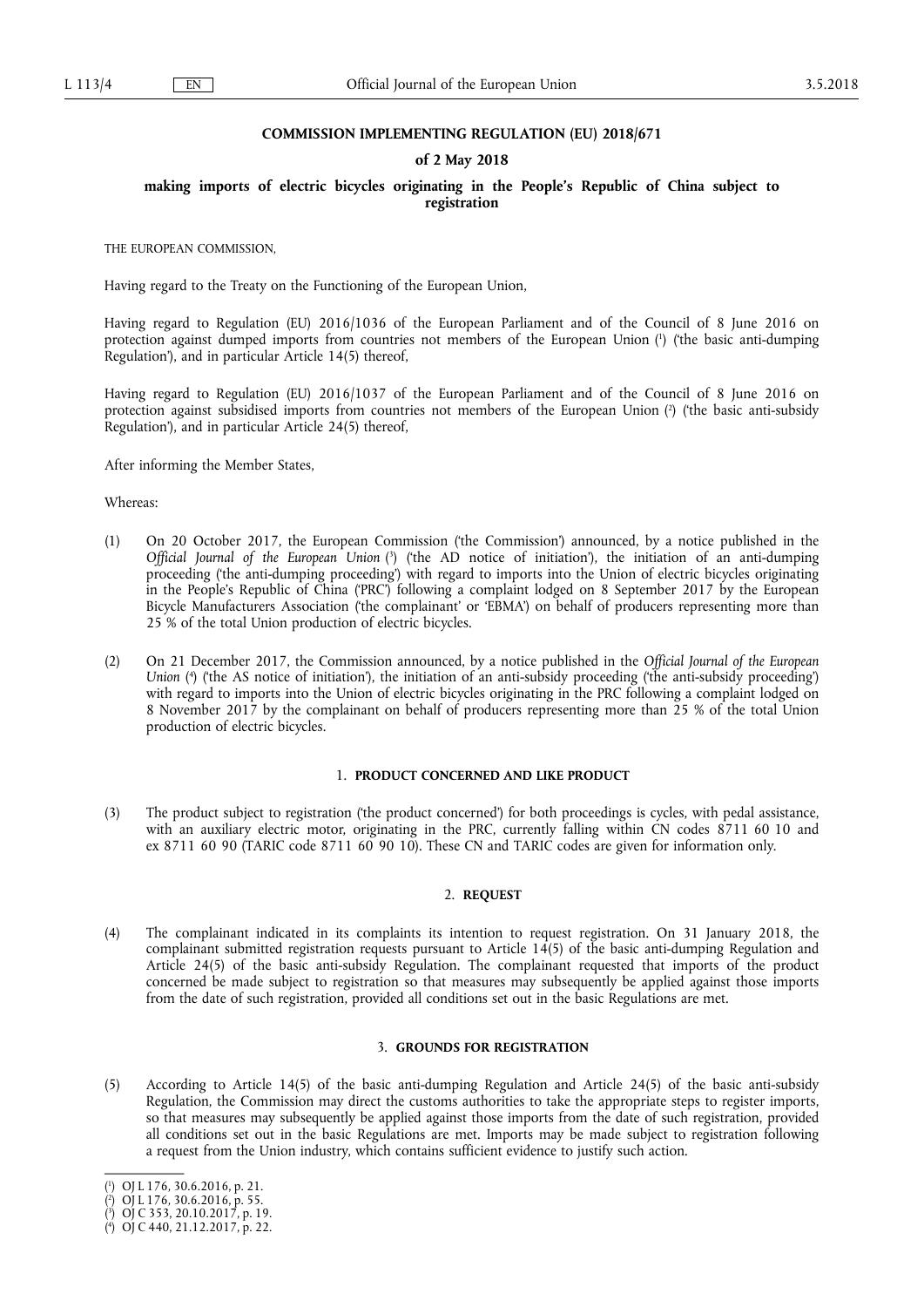**COMMISSION IMPLEMENTING REGULATION (EU) 2018/671**

**of 2 May 2018**

**making imports of electric bicycles originating in the People's Republic of China subject to registration**

THE EUROPEAN COMMISSION,

Having regard to the Treaty on the Functioning of the European Union,

Having regard to Regulation (EU) 2016/1036 of the European Parliament and of the Council of 8 June 2016 on protection against dumped imports from countries not members of the European Union [1] ('the basic anti-dumping Regulation'), and in particular Article 14(5) thereof,

Having regard to Regulation (EU) 2016/1037 of the European Parliament and of the Council of 8 June 2016 on protection against subsidised imports from countries not members of the European Union [2] ('the basic anti-subsidy Regulation'), and in particular Article 24(5) thereof,

After informing the Member States,

Whereas:

(1) On 20 October 2017, the European Commission ('the Commission') announced, by a notice published in the *Official Journal of the European Union* [3] ('the AD notice of initiation'), the initiation of an anti-dumping proceeding ('the anti-dumping proceeding') with regard to imports into the Union of electric bicycles originating in the People's Republic of China ('PRC') following a complaint lodged on 8 September 2017 by the European Bicycle Manufacturers Association ('the complainant' or 'EBMA') on behalf of producers representing more than 25 % of the total Union production of electric bicycles.

(2) On 21 December 2017, the Commission announced, by a notice published in the *Official Journal of the European Union* [4] ('the AS notice of initiation'), the initiation of an anti-subsidy proceeding ('the anti-subsidy proceeding') with regard to imports into the Union of electric bicycles originating in the PRC following a complaint lodged on 8 November 2017 by the complainant on behalf of producers representing more than 25 % of the total Union production of electric bicycles.

## 1. PRODUCT CONCERNED AND LIKE PRODUCT

(3) The product subject to registration ('the product concerned') for both proceedings is cycles, with pedal assistance, with an auxiliary electric motor, originating in the PRC, currently falling within CN codes 8711 60 10 and ex 8711 60 90 (TARIC code 8711 60 90 10). These CN and TARIC codes are given for information only.

## 2. REQUEST

(4) The complainant indicated in its complaints its intention to request registration. On 31 January 2018, the complainant submitted registration requests pursuant to Article 14(5) of the basic anti-dumping Regulation and Article 24(5) of the basic anti-subsidy Regulation. The complainant requested that imports of the product concerned be made subject to registration so that measures may subsequently be applied against those imports from the date of such registration, provided all conditions set out in the basic Regulations are met.

## 3. GROUNDS FOR REGISTRATION

(5) According to Article 14(5) of the basic anti-dumping Regulation and Article 24(5) of the basic anti-subsidy Regulation, the Commission may direct the customs authorities to take the appropriate steps to register imports, so that measures may subsequently be applied against those imports from the date of such registration, provided all conditions set out in the basic Regulations are met. Imports may be made subject to registration following a request from the Union industry, which contains sufficient evidence to justify such action.

---

[1] OJ L 176, 30.6.2016, p. 21.
[2] OJ L 176, 30.6.2016, p. 55.
[3] OJ C 353, 20.10.2017, p. 19.
[4] OJ C 440, 21.12.2017, p. 22.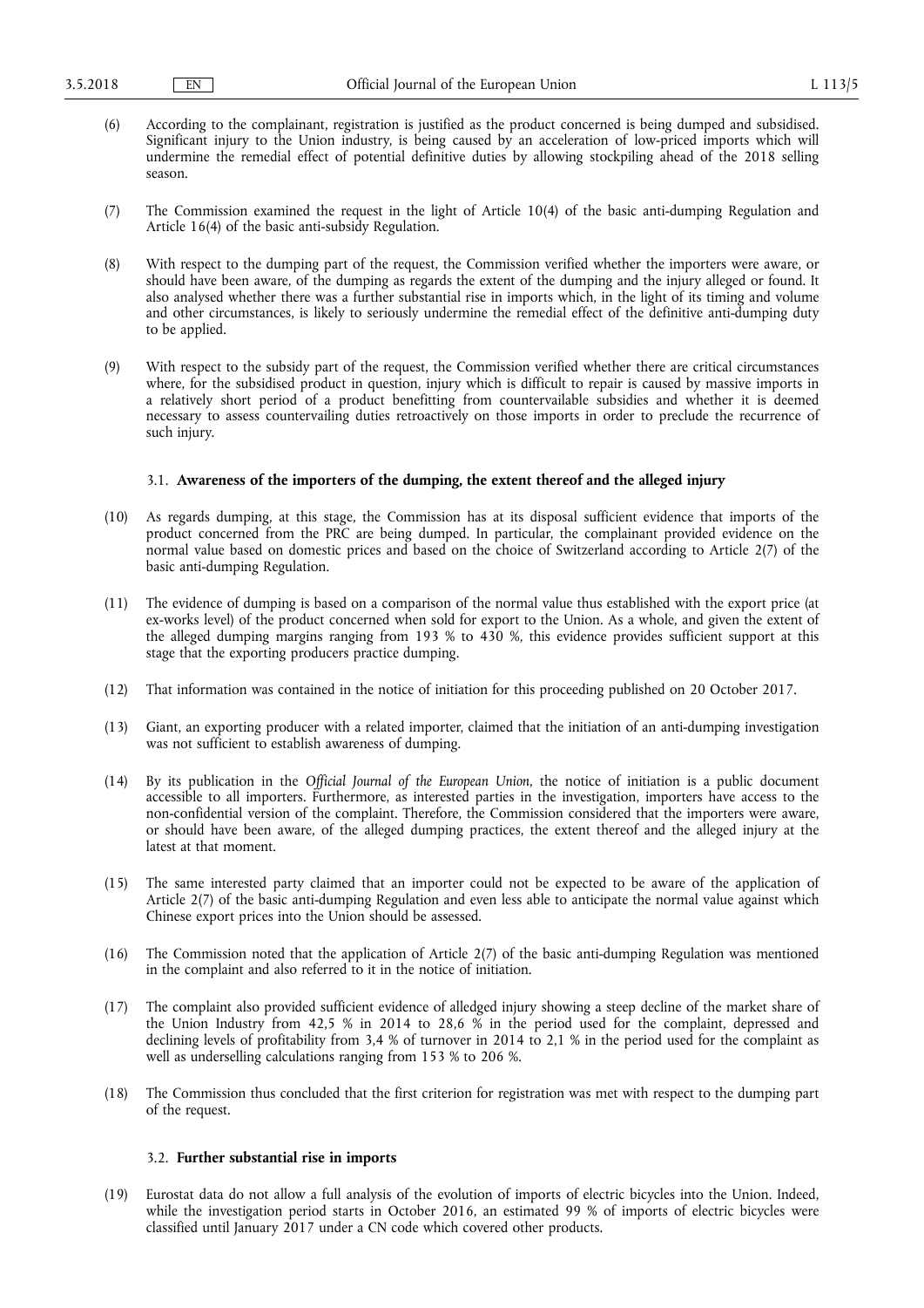(6) According to the complainant, registration is justified as the product concerned is being dumped and subsidised. Significant injury to the Union industry, is being caused by an acceleration of low-priced imports which will undermine the remedial effect of potential definitive duties by allowing stockpiling ahead of the 2018 selling season.

(7) The Commission examined the request in the light of Article 10(4) of the basic anti-dumping Regulation and Article 16(4) of the basic anti-subsidy Regulation.

(8) With respect to the dumping part of the request, the Commission verified whether the importers were aware, or should have been aware, of the dumping as regards the extent of the dumping and the injury alleged or found. It also analysed whether there was a further substantial rise in imports which, in the light of its timing and volume and other circumstances, is likely to seriously undermine the remedial effect of the definitive anti-dumping duty to be applied.

(9) With respect to the subsidy part of the request, the Commission verified whether there are critical circumstances where, for the subsidised product in question, injury which is difficult to repair is caused by massive imports in a relatively short period of a product benefitting from countervailable subsidies and whether it is deemed necessary to assess countervailing duties retroactively on those imports in order to preclude the recurrence of such injury.

### 3.1. **Awareness of the importers of the dumping, the extent thereof and the alleged injury**

(10) As regards dumping, at this stage, the Commission has at its disposal sufficient evidence that imports of the product concerned from the PRC are being dumped. In particular, the complainant provided evidence on the normal value based on domestic prices and based on the choice of Switzerland according to Article 2(7) of the basic anti-dumping Regulation.

(11) The evidence of dumping is based on a comparison of the normal value thus established with the export price (at ex-works level) of the product concerned when sold for export to the Union. As a whole, and given the extent of the alleged dumping margins ranging from 193 % to 430 %, this evidence provides sufficient support at this stage that the exporting producers practice dumping.

(12) That information was contained in the notice of initiation for this proceeding published on 20 October 2017.

(13) Giant, an exporting producer with a related importer, claimed that the initiation of an anti-dumping investigation was not sufficient to establish awareness of dumping.

(14) By its publication in the *Official Journal of the European Union*, the notice of initiation is a public document accessible to all importers. Furthermore, as interested parties in the investigation, importers have access to the non-confidential version of the complaint. Therefore, the Commission considered that the importers were aware, or should have been aware, of the alleged dumping practices, the extent thereof and the alleged injury at the latest at that moment.

(15) The same interested party claimed that an importer could not be expected to be aware of the application of Article 2(7) of the basic anti-dumping Regulation and even less able to anticipate the normal value against which Chinese export prices into the Union should be assessed.

(16) The Commission noted that the application of Article 2(7) of the basic anti-dumping Regulation was mentioned in the complaint and also referred to it in the notice of initiation.

(17) The complaint also provided sufficient evidence of alledged injury showing a steep decline of the market share of the Union Industry from 42,5 % in 2014 to 28,6 % in the period used for the complaint, depressed and declining levels of profitability from 3,4 % of turnover in 2014 to 2,1 % in the period used for the complaint as well as underselling calculations ranging from 153 % to 206 %.

(18) The Commission thus concluded that the first criterion for registration was met with respect to the dumping part of the request.

### 3.2. **Further substantial rise in imports**

(19) Eurostat data do not allow a full analysis of the evolution of imports of electric bicycles into the Union. Indeed, while the investigation period starts in October 2016, an estimated 99 % of imports of electric bicycles were classified until January 2017 under a CN code which covered other products.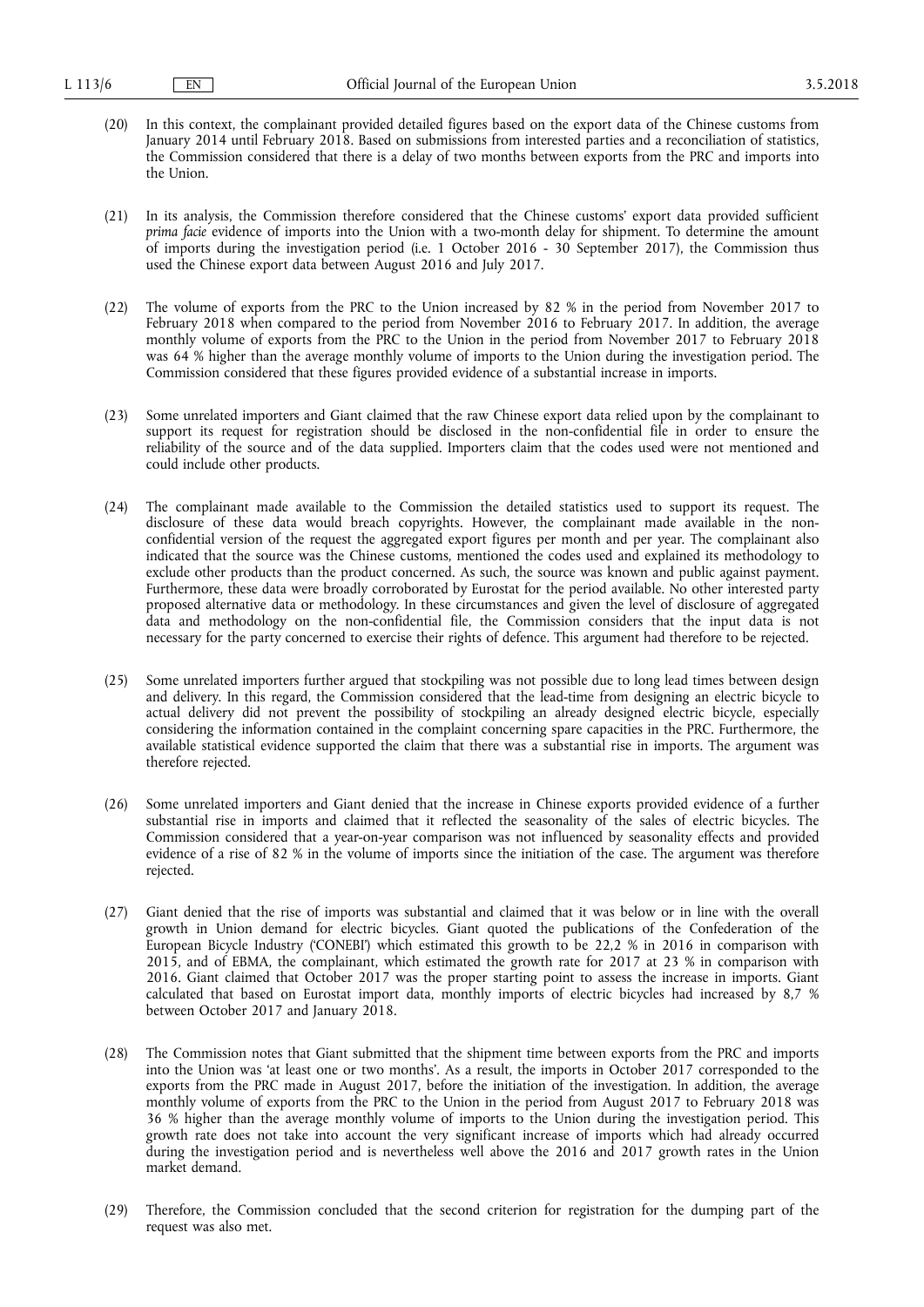(20) In this context, the complainant provided detailed figures based on the export data of the Chinese customs from January 2014 until February 2018. Based on submissions from interested parties and a reconciliation of statistics, the Commission considered that there is a delay of two months between exports from the PRC and imports into the Union.

(21) In its analysis, the Commission therefore considered that the Chinese customs' export data provided sufficient *prima facie* evidence of imports into the Union with a two-month delay for shipment. To determine the amount of imports during the investigation period (i.e. 1 October 2016 - 30 September 2017), the Commission thus used the Chinese export data between August 2016 and July 2017.

(22) The volume of exports from the PRC to the Union increased by 82 % in the period from November 2017 to February 2018 when compared to the period from November 2016 to February 2017. In addition, the average monthly volume of exports from the PRC to the Union in the period from November 2017 to February 2018 was 64 % higher than the average monthly volume of imports to the Union during the investigation period. The Commission considered that these figures provided evidence of a substantial increase in imports.

(23) Some unrelated importers and Giant claimed that the raw Chinese export data relied upon by the complainant to support its request for registration should be disclosed in the non-confidential file in order to ensure the reliability of the source and of the data supplied. Importers claim that the codes used were not mentioned and could include other products.

(24) The complainant made available to the Commission the detailed statistics used to support its request. The disclosure of these data would breach copyrights. However, the complainant made available in the non-confidential version of the request the aggregated export figures per month and per year. The complainant also indicated that the source was the Chinese customs, mentioned the codes used and explained its methodology to exclude other products than the product concerned. As such, the source was known and public against payment. Furthermore, these data were broadly corroborated by Eurostat for the period available. No other interested party proposed alternative data or methodology. In these circumstances and given the level of disclosure of aggregated data and methodology on the non-confidential file, the Commission considers that the input data is not necessary for the party concerned to exercise their rights of defence. This argument had therefore to be rejected.

(25) Some unrelated importers further argued that stockpiling was not possible due to long lead times between design and delivery. In this regard, the Commission considered that the lead-time from designing an electric bicycle to actual delivery did not prevent the possibility of stockpiling an already designed electric bicycle, especially considering the information contained in the complaint concerning spare capacities in the PRC. Furthermore, the available statistical evidence supported the claim that there was a substantial rise in imports. The argument was therefore rejected.

(26) Some unrelated importers and Giant denied that the increase in Chinese exports provided evidence of a further substantial rise in imports and claimed that it reflected the seasonality of the sales of electric bicycles. The Commission considered that a year-on-year comparison was not influenced by seasonality effects and provided evidence of a rise of 82 % in the volume of imports since the initiation of the case. The argument was therefore rejected.

(27) Giant denied that the rise of imports was substantial and claimed that it was below or in line with the overall growth in Union demand for electric bicycles. Giant quoted the publications of the Confederation of the European Bicycle Industry ('CONEBI') which estimated this growth to be 22,2 % in 2016 in comparison with 2015, and of EBMA, the complainant, which estimated the growth rate for 2017 at 23 % in comparison with 2016. Giant claimed that October 2017 was the proper starting point to assess the increase in imports. Giant calculated that based on Eurostat import data, monthly imports of electric bicycles had increased by 8,7 % between October 2017 and January 2018.

(28) The Commission notes that Giant submitted that the shipment time between exports from the PRC and imports into the Union was 'at least one or two months'. As a result, the imports in October 2017 corresponded to the exports from the PRC made in August 2017, before the initiation of the investigation. In addition, the average monthly volume of exports from the PRC to the Union in the period from August 2017 to February 2018 was 36 % higher than the average monthly volume of imports to the Union during the investigation period. This growth rate does not take into account the very significant increase of imports which had already occurred during the investigation period and is nevertheless well above the 2016 and 2017 growth rates in the Union market demand.

(29) Therefore, the Commission concluded that the second criterion for registration for the dumping part of the request was also met.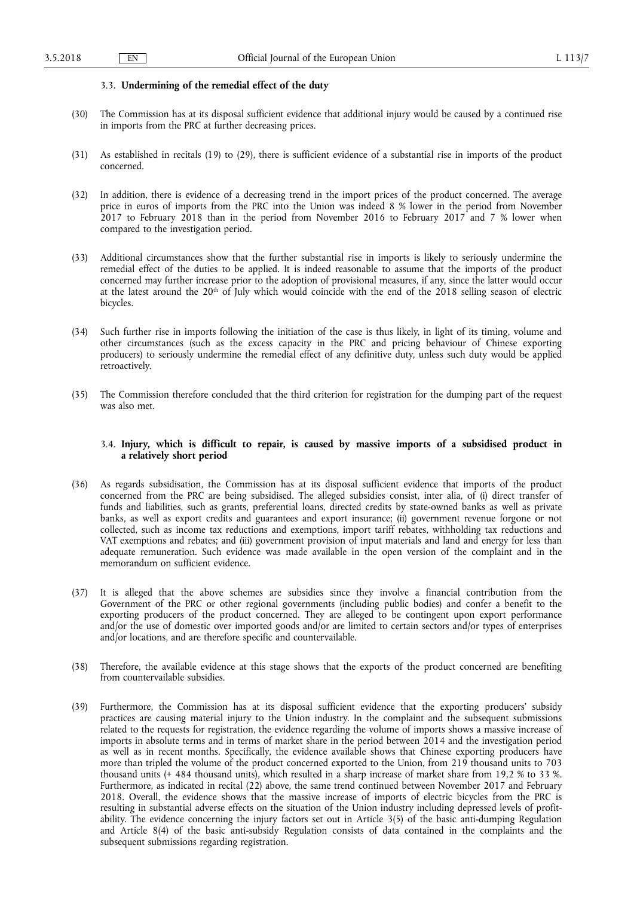### 3.3. **Undermining of the remedial effect of the duty**

(30) The Commission has at its disposal sufficient evidence that additional injury would be caused by a continued rise in imports from the PRC at further decreasing prices.

(31) As established in recitals (19) to (29), there is sufficient evidence of a substantial rise in imports of the product concerned.

(32) In addition, there is evidence of a decreasing trend in the import prices of the product concerned. The average price in euros of imports from the PRC into the Union was indeed 8 % lower in the period from November 2017 to February 2018 than in the period from November 2016 to February 2017 and 7 % lower when compared to the investigation period.

(33) Additional circumstances show that the further substantial rise in imports is likely to seriously undermine the remedial effect of the duties to be applied. It is indeed reasonable to assume that the imports of the product concerned may further increase prior to the adoption of provisional measures, if any, since the latter would occur at the latest around the 20th of July which would coincide with the end of the 2018 selling season of electric bicycles.

(34) Such further rise in imports following the initiation of the case is thus likely, in light of its timing, volume and other circumstances (such as the excess capacity in the PRC and pricing behaviour of Chinese exporting producers) to seriously undermine the remedial effect of any definitive duty, unless such duty would be applied retroactively.

(35) The Commission therefore concluded that the third criterion for registration for the dumping part of the request was also met.

### 3.4. **Injury, which is difficult to repair, is caused by massive imports of a subsidised product in a relatively short period**

(36) As regards subsidisation, the Commission has at its disposal sufficient evidence that imports of the product concerned from the PRC are being subsidised. The alleged subsidies consist, inter alia, of (i) direct transfer of funds and liabilities, such as grants, preferential loans, directed credits by state-owned banks as well as private banks, as well as export credits and guarantees and export insurance; (ii) government revenue forgone or not collected, such as income tax reductions and exemptions, import tariff rebates, withholding tax reductions and VAT exemptions and rebates; and (iii) government provision of input materials and land and energy for less than adequate remuneration. Such evidence was made available in the open version of the complaint and in the memorandum on sufficient evidence.

(37) It is alleged that the above schemes are subsidies since they involve a financial contribution from the Government of the PRC or other regional governments (including public bodies) and confer a benefit to the exporting producers of the product concerned. They are alleged to be contingent upon export performance and/or the use of domestic over imported goods and/or are limited to certain sectors and/or types of enterprises and/or locations, and are therefore specific and countervailable.

(38) Therefore, the available evidence at this stage shows that the exports of the product concerned are benefiting from countervailable subsidies.

(39) Furthermore, the Commission has at its disposal sufficient evidence that the exporting producers' subsidy practices are causing material injury to the Union industry. In the complaint and the subsequent submissions related to the requests for registration, the evidence regarding the volume of imports shows a massive increase of imports in absolute terms and in terms of market share in the period between 2014 and the investigation period as well as in recent months. Specifically, the evidence available shows that Chinese exporting producers have more than tripled the volume of the product concerned exported to the Union, from 219 thousand units to 703 thousand units (+ 484 thousand units), which resulted in a sharp increase of market share from 19,2 % to 33 %. Furthermore, as indicated in recital (22) above, the same trend continued between November 2017 and February 2018. Overall, the evidence shows that the massive increase of imports of electric bicycles from the PRC is resulting in substantial adverse effects on the situation of the Union industry including depressed levels of profitability. The evidence concerning the injury factors set out in Article 3(5) of the basic anti-dumping Regulation and Article 8(4) of the basic anti-subsidy Regulation consists of data contained in the complaints and the subsequent submissions regarding registration.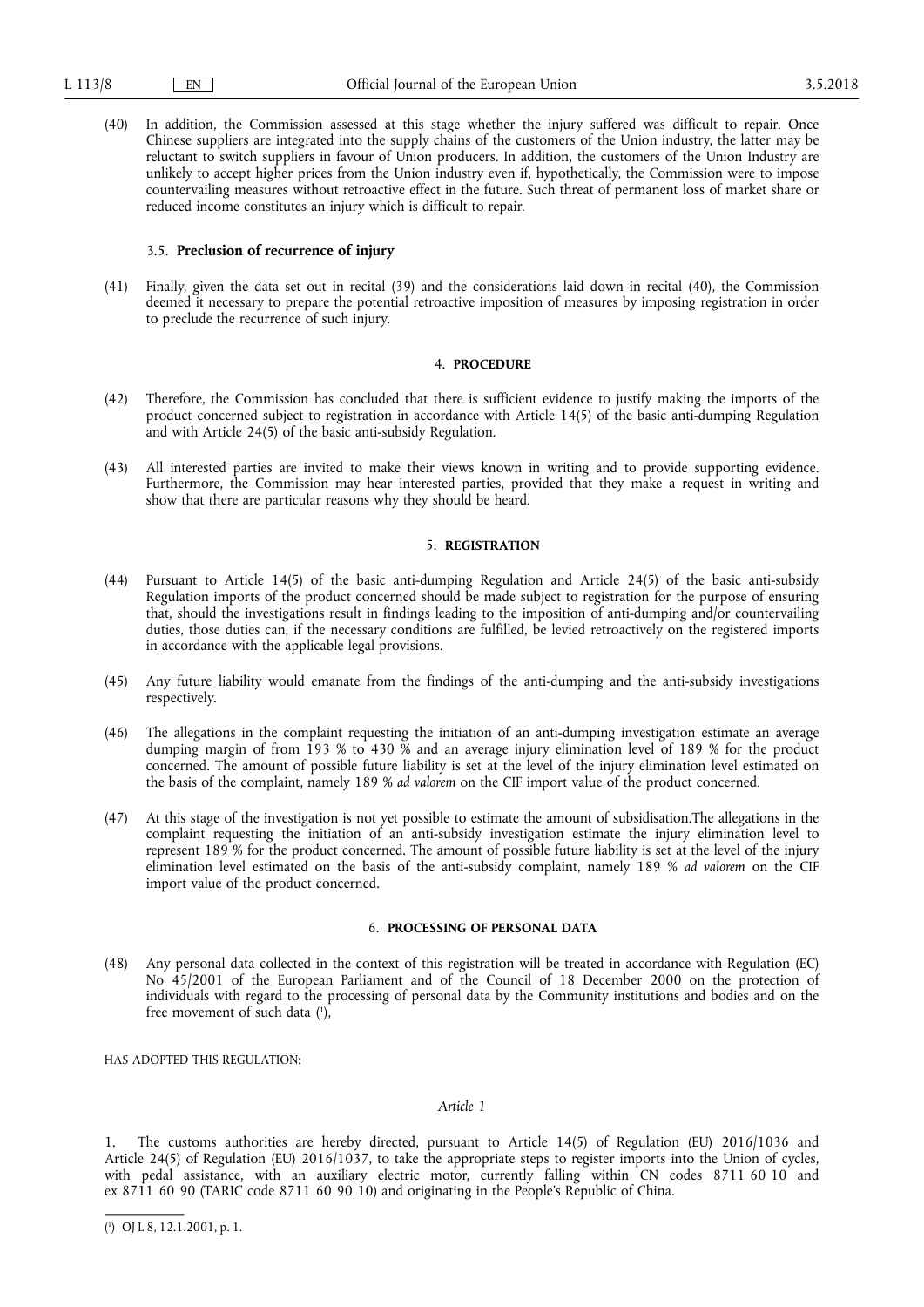(40) In addition, the Commission assessed at this stage whether the injury suffered was difficult to repair. Once Chinese suppliers are integrated into the supply chains of the customers of the Union industry, the latter may be reluctant to switch suppliers in favour of Union producers. In addition, the customers of the Union Industry are unlikely to accept higher prices from the Union industry even if, hypothetically, the Commission were to impose countervailing measures without retroactive effect in the future. Such threat of permanent loss of market share or reduced income constitutes an injury which is difficult to repair.

### 3.5. **Preclusion of recurrence of injury**

(41) Finally, given the data set out in recital (39) and the considerations laid down in recital (40), the Commission deemed it necessary to prepare the potential retroactive imposition of measures by imposing registration in order to preclude the recurrence of such injury.

## 4. **PROCEDURE**

(42) Therefore, the Commission has concluded that there is sufficient evidence to justify making the imports of the product concerned subject to registration in accordance with Article 14(5) of the basic anti-dumping Regulation and with Article 24(5) of the basic anti-subsidy Regulation.

(43) All interested parties are invited to make their views known in writing and to provide supporting evidence. Furthermore, the Commission may hear interested parties, provided that they make a request in writing and show that there are particular reasons why they should be heard.

## 5. **REGISTRATION**

(44) Pursuant to Article 14(5) of the basic anti-dumping Regulation and Article 24(5) of the basic anti-subsidy Regulation imports of the product concerned should be made subject to registration for the purpose of ensuring that, should the investigations result in findings leading to the imposition of anti-dumping and/or countervailing duties, those duties can, if the necessary conditions are fulfilled, be levied retroactively on the registered imports in accordance with the applicable legal provisions.

(45) Any future liability would emanate from the findings of the anti-dumping and the anti-subsidy investigations respectively.

(46) The allegations in the complaint requesting the initiation of an anti-dumping investigation estimate an average dumping margin of from 193 % to 430 % and an average injury elimination level of 189 % for the product concerned. The amount of possible future liability is set at the level of the injury elimination level estimated on the basis of the complaint, namely 189 % *ad valorem* on the CIF import value of the product concerned.

(47) At this stage of the investigation is not yet possible to estimate the amount of subsidisation.The allegations in the complaint requesting the initiation of an anti-subsidy investigation estimate the injury elimination level to represent 189 % for the product concerned. The amount of possible future liability is set at the level of the injury elimination level estimated on the basis of the anti-subsidy complaint, namely 189 % *ad valorem* on the CIF import value of the product concerned.

## 6. **PROCESSING OF PERSONAL DATA**

(48) Any personal data collected in the context of this registration will be treated in accordance with Regulation (EC) No 45/2001 of the European Parliament and of the Council of 18 December 2000 on the protection of individuals with regard to the processing of personal data by the Community institutions and bodies and on the free movement of such data [1],

HAS ADOPTED THIS REGULATION:

*Article 1*

1. The customs authorities are hereby directed, pursuant to Article 14(5) of Regulation (EU) 2016/1036 and Article 24(5) of Regulation (EU) 2016/1037, to take the appropriate steps to register imports into the Union of cycles, with pedal assistance, with an auxiliary electric motor, currently falling within CN codes 8711 60 10 and ex 8711 60 90 (TARIC code 8711 60 90 10) and originating in the People's Republic of China.

---

[1] OJ L 8, 12.1.2001, p. 1.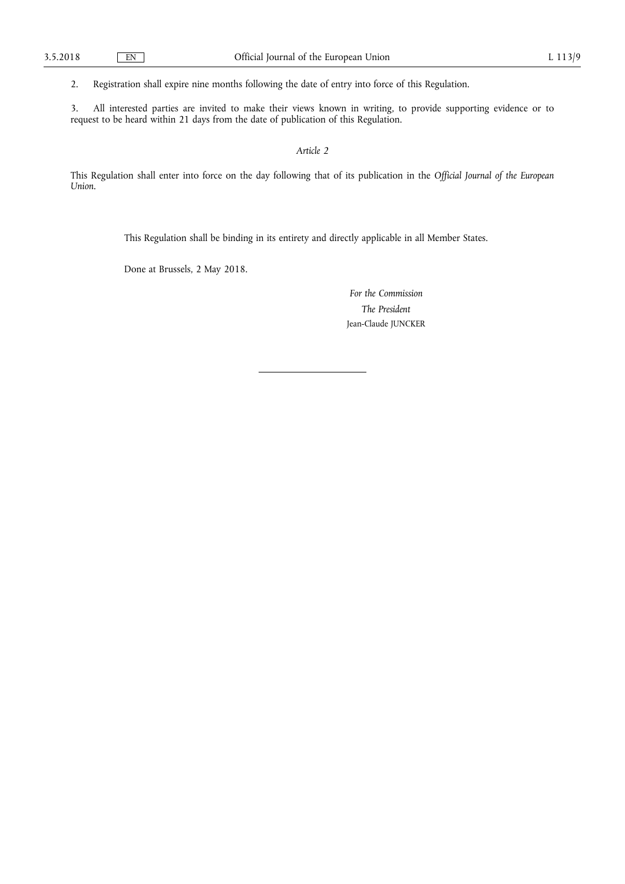2. Registration shall expire nine months following the date of entry into force of this Regulation.

3. All interested parties are invited to make their views known in writing, to provide supporting evidence or to request to be heard within 21 days from the date of publication of this Regulation.

*Article 2*

This Regulation shall enter into force on the day following that of its publication in the *Official Journal of the European Union*.

This Regulation shall be binding in its entirety and directly applicable in all Member States.

Done at Brussels, 2 May 2018.

*For the Commission*

*The President*

Jean-Claude JUNCKER